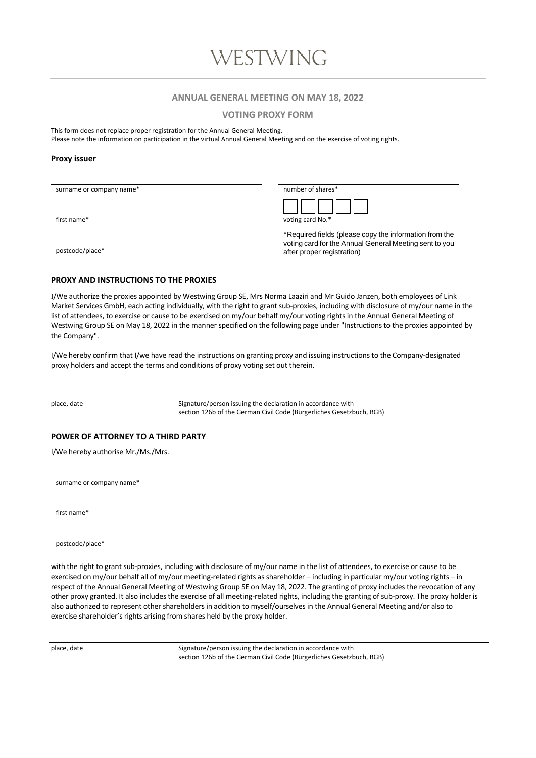# WESTWING

## ANNUAL GENERAL MEETING ON MAY 18, 2022

## VOTING PROXY FORM

This form does not replace proper registration for the Annual General Meeting.
Please note the information on participation in the virtual Annual General Meeting and on the exercise of voting rights.

### Proxy issuer

surname or company name*

first name*

postcode/place*

number of shares*

voting card No.*

*Required fields (please copy the information from the voting card for the Annual General Meeting sent to you after proper registration)

### PROXY AND INSTRUCTIONS TO THE PROXIES

I/We authorize the proxies appointed by Westwing Group SE, Mrs Norma Laaziri and Mr Guido Janzen, both employees of Link Market Services GmbH, each acting individually, with the right to grant sub-proxies, including with disclosure of my/our name in the list of attendees, to exercise or cause to be exercised on my/our behalf my/our voting rights in the Annual General Meeting of Westwing Group SE on May 18, 2022 in the manner specified on the following page under "Instructions to the proxies appointed by the Company".

I/We hereby confirm that I/we have read the instructions on granting proxy and issuing instructions to the Company-designated proxy holders and accept the terms and conditions of proxy voting set out therein.

place, date

Signature/person issuing the declaration in accordance with section 126b of the German Civil Code (Bürgerliches Gesetzbuch, BGB)

### POWER OF ATTORNEY TO A THIRD PARTY

I/We hereby authorise Mr./Ms./Mrs.

surname or company name*

first name*

postcode/place*

with the right to grant sub-proxies, including with disclosure of my/our name in the list of attendees, to exercise or cause to be exercised on my/our behalf all of my/our meeting-related rights as shareholder – including in particular my/our voting rights – in respect of the Annual General Meeting of Westwing Group SE on May 18, 2022. The granting of proxy includes the revocation of any other proxy granted. It also includes the exercise of all meeting-related rights, including the granting of sub-proxy. The proxy holder is also authorized to represent other shareholders in addition to myself/ourselves in the Annual General Meeting and/or also to exercise shareholder's rights arising from shares held by the proxy holder.

place, date

Signature/person issuing the declaration in accordance with section 126b of the German Civil Code (Bürgerliches Gesetzbuch, BGB)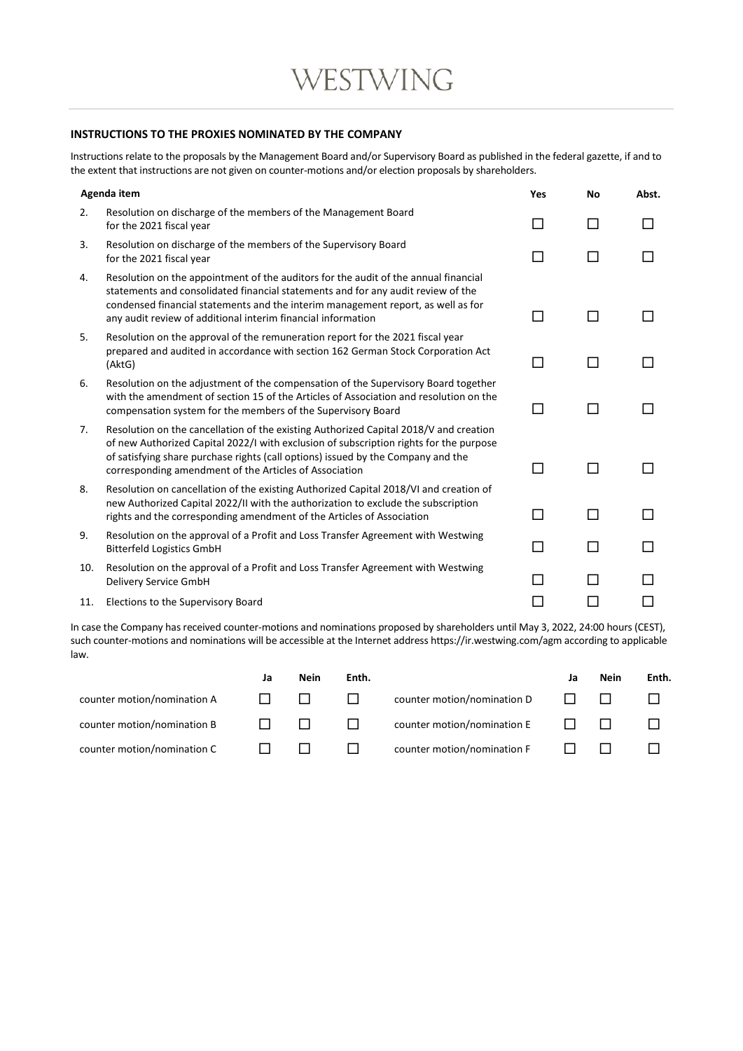WESTWING

### INSTRUCTIONS TO THE PROXIES NOMINATED BY THE COMPANY

Instructions relate to the proposals by the Management Board and/or Supervisory Board as published in the federal gazette, if and to the extent that instructions are not given on counter-motions and/or election proposals by shareholders.

| | Agenda item | Yes | No | Abst. |
|---|---|---|---|---|
| 2. | Resolution on discharge of the members of the Management Board for the 2021 fiscal year | ☐ | ☐ | ☐ |
| 3. | Resolution on discharge of the members of the Supervisory Board for the 2021 fiscal year | ☐ | ☐ | ☐ |
| 4. | Resolution on the appointment of the auditors for the audit of the annual financial statements and consolidated financial statements and for any audit review of the condensed financial statements and the interim management report, as well as for any audit review of additional interim financial information | ☐ | ☐ | ☐ |
| 5. | Resolution on the approval of the remuneration report for the 2021 fiscal year prepared and audited in accordance with section 162 German Stock Corporation Act (AktG) | ☐ | ☐ | ☐ |
| 6. | Resolution on the adjustment of the compensation of the Supervisory Board together with the amendment of section 15 of the Articles of Association and resolution on the compensation system for the members of the Supervisory Board | ☐ | ☐ | ☐ |
| 7. | Resolution on the cancellation of the existing Authorized Capital 2018/V and creation of new Authorized Capital 2022/I with exclusion of subscription rights for the purpose of satisfying share purchase rights (call options) issued by the Company and the corresponding amendment of the Articles of Association | ☐ | ☐ | ☐ |
| 8. | Resolution on cancellation of the existing Authorized Capital 2018/VI and creation of new Authorized Capital 2022/II with the authorization to exclude the subscription rights and the corresponding amendment of the Articles of Association | ☐ | ☐ | ☐ |
| 9. | Resolution on the approval of a Profit and Loss Transfer Agreement with Westwing Bitterfeld Logistics GmbH | ☐ | ☐ | ☐ |
| 10. | Resolution on the approval of a Profit and Loss Transfer Agreement with Westwing Delivery Service GmbH | ☐ | ☐ | ☐ |
| 11. | Elections to the Supervisory Board | ☐ | ☐ | ☐ |

In case the Company has received counter-motions and nominations proposed by shareholders until May 3, 2022, 24:00 hours (CEST), such counter-motions and nominations will be accessible at the Internet address https://ir.westwing.com/agm according to applicable law.

| | Ja | Nein | Enth. | | Ja | Nein | Enth. |
|---|---|---|---|---|---|---|---|
| counter motion/nomination A | ☐ | ☐ | ☐ | counter motion/nomination D | ☐ | ☐ | ☐ |
| counter motion/nomination B | ☐ | ☐ | ☐ | counter motion/nomination E | ☐ | ☐ | ☐ |
| counter motion/nomination C | ☐ | ☐ | ☐ | counter motion/nomination F | ☐ | ☐ | ☐ |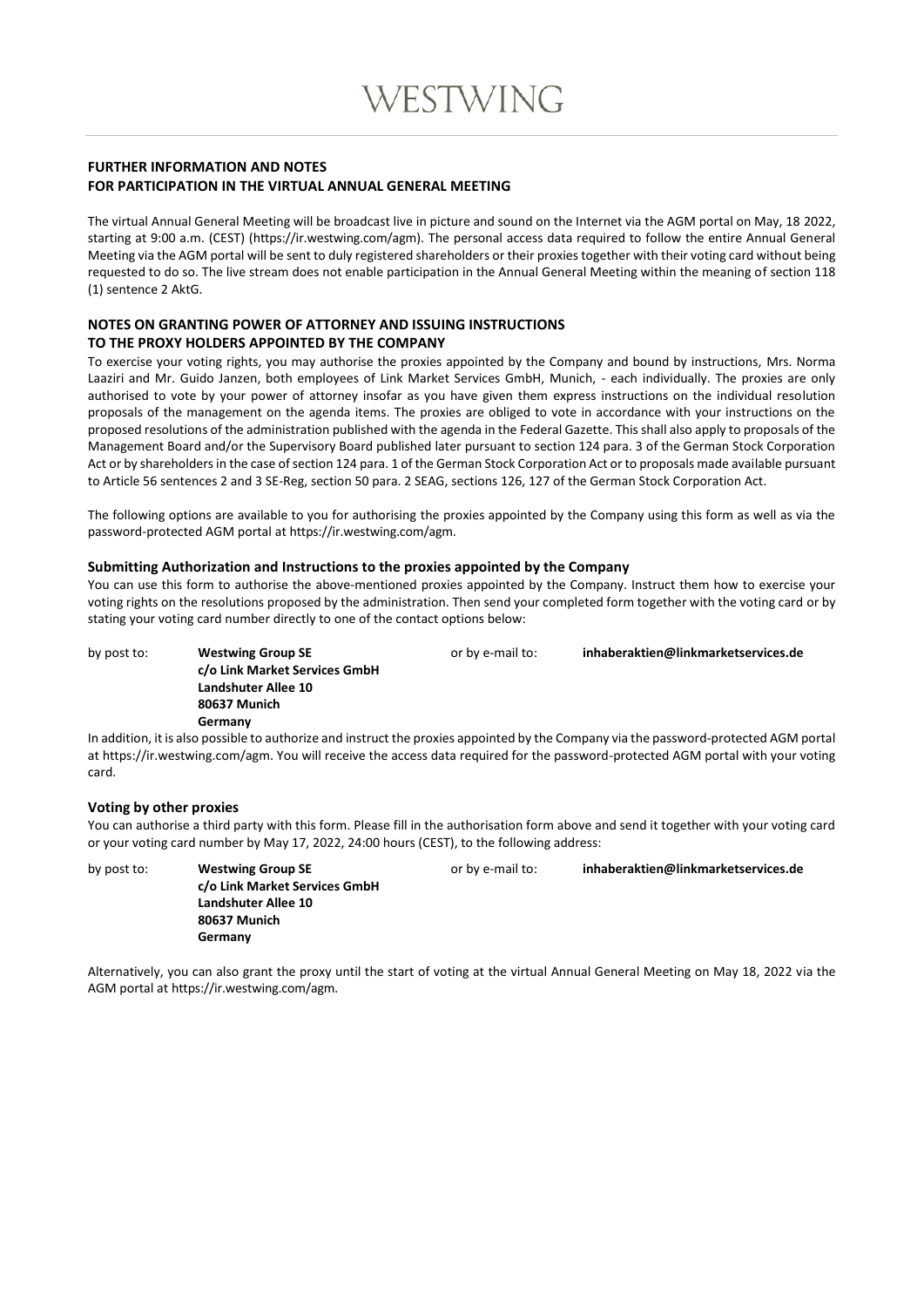# WESTWING

## FURTHER INFORMATION AND NOTES
## FOR PARTICIPATION IN THE VIRTUAL ANNUAL GENERAL MEETING

The virtual Annual General Meeting will be broadcast live in picture and sound on the Internet via the AGM portal on May, 18 2022, starting at 9:00 a.m. (CEST) (https://ir.westwing.com/agm). The personal access data required to follow the entire Annual General Meeting via the AGM portal will be sent to duly registered shareholders or their proxies together with their voting card without being requested to do so. The live stream does not enable participation in the Annual General Meeting within the meaning of section 118 (1) sentence 2 AktG.

## NOTES ON GRANTING POWER OF ATTORNEY AND ISSUING INSTRUCTIONS
## TO THE PROXY HOLDERS APPOINTED BY THE COMPANY

To exercise your voting rights, you may authorise the proxies appointed by the Company and bound by instructions, Mrs. Norma Laaziri and Mr. Guido Janzen, both employees of Link Market Services GmbH, Munich, - each individually. The proxies are only authorised to vote by your power of attorney insofar as you have given them express instructions on the individual resolution proposals of the management on the agenda items. The proxies are obliged to vote in accordance with your instructions on the proposed resolutions of the administration published with the agenda in the Federal Gazette. This shall also apply to proposals of the Management Board and/or the Supervisory Board published later pursuant to section 124 para. 3 of the German Stock Corporation Act or by shareholders in the case of section 124 para. 1 of the German Stock Corporation Act or to proposals made available pursuant to Article 56 sentences 2 and 3 SE-Reg, section 50 para. 2 SEAG, sections 126, 127 of the German Stock Corporation Act.

The following options are available to you for authorising the proxies appointed by the Company using this form as well as via the password-protected AGM portal at https://ir.westwing.com/agm.

### Submitting Authorization and Instructions to the proxies appointed by the Company

You can use this form to authorise the above-mentioned proxies appointed by the Company. Instruct them how to exercise your voting rights on the resolutions proposed by the administration. Then send your completed form together with the voting card or by stating your voting card number directly to one of the contact options below:

by post to:

**Westwing Group SE**
**c/o Link Market Services GmbH**
**Landshuter Allee 10**
**80637 Munich**
**Germany**

or by e-mail to: **inhaberaktien@linkmarketservices.de**

In addition, it is also possible to authorize and instruct the proxies appointed by the Company via the password-protected AGM portal at https://ir.westwing.com/agm. You will receive the access data required for the password-protected AGM portal with your voting card.

### Voting by other proxies

You can authorise a third party with this form. Please fill in the authorisation form above and send it together with your voting card or your voting card number by May 17, 2022, 24:00 hours (CEST), to the following address:

by post to:

**Westwing Group SE**
**c/o Link Market Services GmbH**
**Landshuter Allee 10**
**80637 Munich**
**Germany**

or by e-mail to: **inhaberaktien@linkmarketservices.de**

Alternatively, you can also grant the proxy until the start of voting at the virtual Annual General Meeting on May 18, 2022 via the AGM portal at https://ir.westwing.com/agm.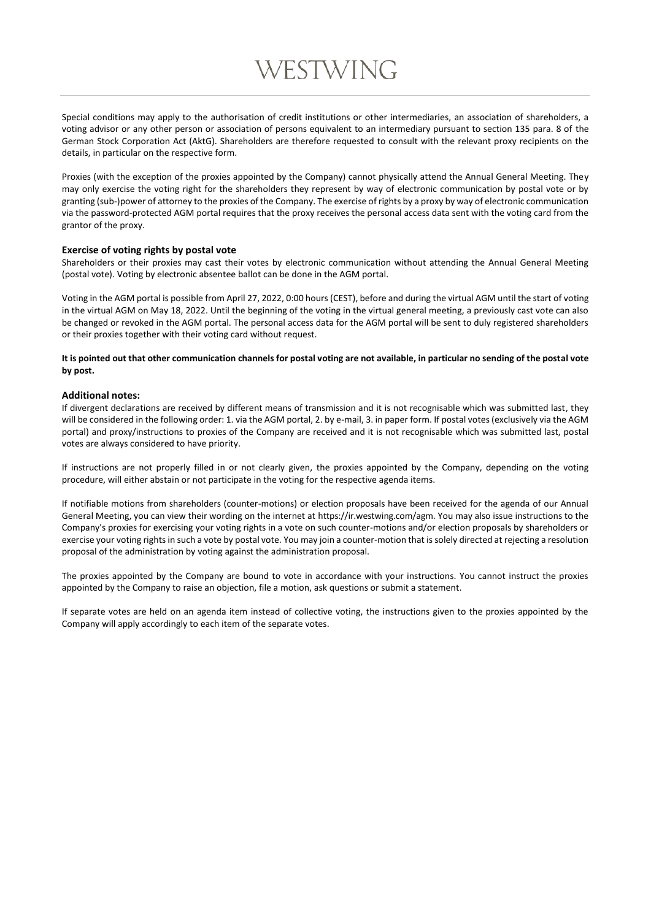Special conditions may apply to the authorisation of credit institutions or other intermediaries, an association of shareholders, a voting advisor or any other person or association of persons equivalent to an intermediary pursuant to section 135 para. 8 of the German Stock Corporation Act (AktG). Shareholders are therefore requested to consult with the relevant proxy recipients on the details, in particular on the respective form.

Proxies (with the exception of the proxies appointed by the Company) cannot physically attend the Annual General Meeting. They may only exercise the voting right for the shareholders they represent by way of electronic communication by postal vote or by granting (sub-)power of attorney to the proxies of the Company. The exercise of rights by a proxy by way of electronic communication via the password-protected AGM portal requires that the proxy receives the personal access data sent with the voting card from the grantor of the proxy.

### Exercise of voting rights by postal vote

Shareholders or their proxies may cast their votes by electronic communication without attending the Annual General Meeting (postal vote). Voting by electronic absentee ballot can be done in the AGM portal.

Voting in the AGM portal is possible from April 27, 2022, 0:00 hours (CEST), before and during the virtual AGM until the start of voting in the virtual AGM on May 18, 2022. Until the beginning of the voting in the virtual general meeting, a previously cast vote can also be changed or revoked in the AGM portal. The personal access data for the AGM portal will be sent to duly registered shareholders or their proxies together with their voting card without request.

**It is pointed out that other communication channels for postal voting are not available, in particular no sending of the postal vote by post.**

### Additional notes:

If divergent declarations are received by different means of transmission and it is not recognisable which was submitted last, they will be considered in the following order: 1. via the AGM portal, 2. by e-mail, 3. in paper form. If postal votes (exclusively via the AGM portal) and proxy/instructions to proxies of the Company are received and it is not recognisable which was submitted last, postal votes are always considered to have priority.

If instructions are not properly filled in or not clearly given, the proxies appointed by the Company, depending on the voting procedure, will either abstain or not participate in the voting for the respective agenda items.

If notifiable motions from shareholders (counter-motions) or election proposals have been received for the agenda of our Annual General Meeting, you can view their wording on the internet at https://ir.westwing.com/agm. You may also issue instructions to the Company's proxies for exercising your voting rights in a vote on such counter-motions and/or election proposals by shareholders or exercise your voting rights in such a vote by postal vote. You may join a counter-motion that is solely directed at rejecting a resolution proposal of the administration by voting against the administration proposal.

The proxies appointed by the Company are bound to vote in accordance with your instructions. You cannot instruct the proxies appointed by the Company to raise an objection, file a motion, ask questions or submit a statement.

If separate votes are held on an agenda item instead of collective voting, the instructions given to the proxies appointed by the Company will apply accordingly to each item of the separate votes.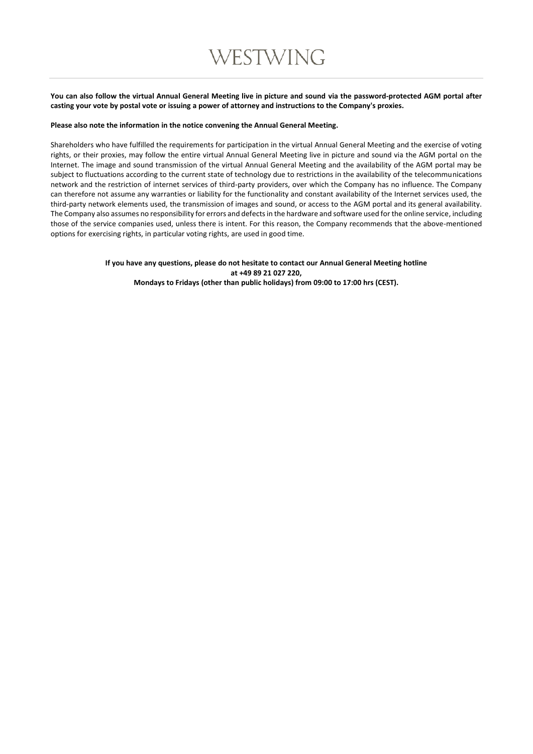**You can also follow the virtual Annual General Meeting live in picture and sound via the password-protected AGM portal after casting your vote by postal vote or issuing a power of attorney and instructions to the Company's proxies.**

**Please also note the information in the notice convening the Annual General Meeting.**

Shareholders who have fulfilled the requirements for participation in the virtual Annual General Meeting and the exercise of voting rights, or their proxies, may follow the entire virtual Annual General Meeting live in picture and sound via the AGM portal on the Internet. The image and sound transmission of the virtual Annual General Meeting and the availability of the AGM portal may be subject to fluctuations according to the current state of technology due to restrictions in the availability of the telecommunications network and the restriction of internet services of third-party providers, over which the Company has no influence. The Company can therefore not assume any warranties or liability for the functionality and constant availability of the Internet services used, the third-party network elements used, the transmission of images and sound, or access to the AGM portal and its general availability. The Company also assumes no responsibility for errors and defects in the hardware and software used for the online service, including those of the service companies used, unless there is intent. For this reason, the Company recommends that the above-mentioned options for exercising rights, in particular voting rights, are used in good time.

**If you have any questions, please do not hesitate to contact our Annual General Meeting hotline at +49 89 21 027 220, Mondays to Fridays (other than public holidays) from 09:00 to 17:00 hrs (CEST).**